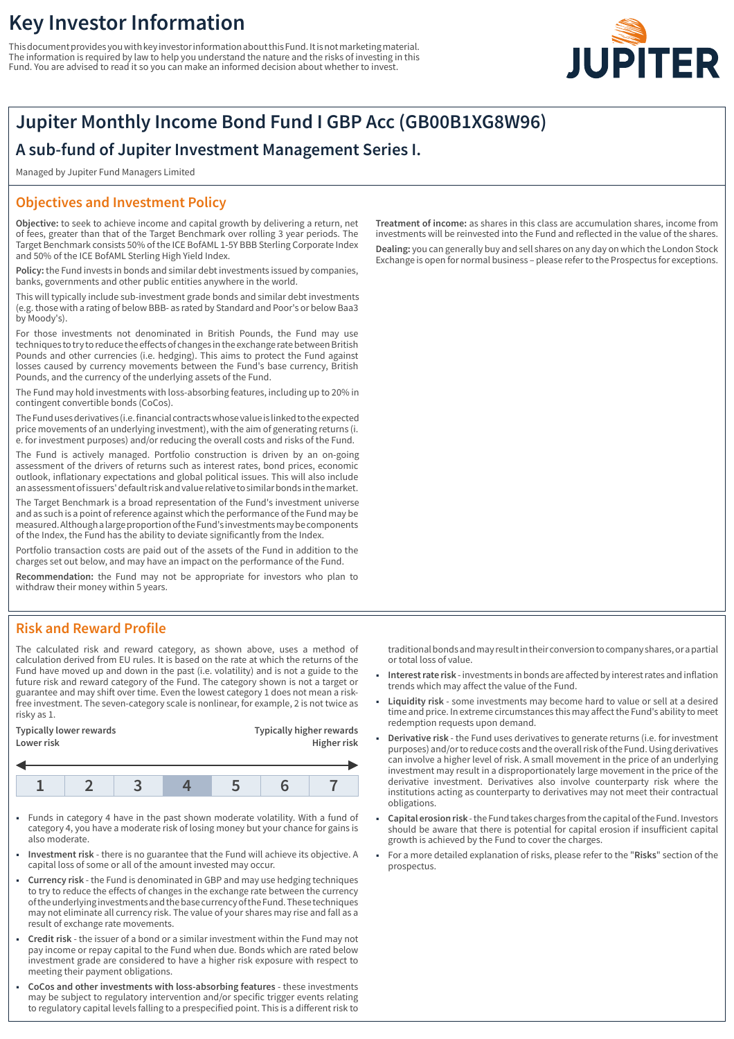# Key Investor Information

This document provides you with key investor information about this Fund. It is not marketing material. The information is required by law to help you understand the nature and the risks of investing in this Fund. You are advised to read it so you can make an informed decision about whether to invest.

JUPITER

## Jupiter Monthly Income Bond Fund I GBP Acc (GB00B1XG8W96)

### A sub-fund of Jupiter Investment Management Series I.

Managed by Jupiter Fund Managers Limited

## Objectives and Investment Policy

**Objective:** to seek to achieve income and capital growth by delivering a return, net of fees, greater than that of the Target Benchmark over rolling 3 year periods. The Target Benchmark consists 50% of the ICE BofAML 1-5Y BBB Sterling Corporate Index and 50% of the ICE BofAML Sterling High Yield Index.

**Policy:** the Fund invests in bonds and similar debt investments issued by companies, banks, governments and other public entities anywhere in the world.

This will typically include sub-investment grade bonds and similar debt investments (e.g. those with a rating of below BBB- as rated by Standard and Poor's or below Baa3 by Moody's).

For those investments not denominated in British Pounds, the Fund may use techniques to try to reduce the effects of changes in the exchange rate between British Pounds and other currencies (i.e. hedging). This aims to protect the Fund against losses caused by currency movements between the Fund's base currency, British Pounds, and the currency of the underlying assets of the Fund.

The Fund may hold investments with loss-absorbing features, including up to 20% in contingent convertible bonds (CoCos).

The Fund uses derivatives (i.e. financial contracts whose value is linked to the expected price movements of an underlying investment), with the aim of generating returns (i.e. for investment purposes) and/or reducing the overall costs and risks of the Fund.

The Fund is actively managed. Portfolio construction is driven by an on-going assessment of the drivers of returns such as interest rates, bond prices, economic outlook, inflationary expectations and global political issues. This will also include an assessment of issuers' default risk and value relative to similar bonds in the market.

The Target Benchmark is a broad representation of the Fund's investment universe and as such is a point of reference against which the performance of the Fund may be measured. Although a large proportion of the Fund's investments may be components of the Index, the Fund has the ability to deviate significantly from the Index.

Portfolio transaction costs are paid out of the assets of the Fund in addition to the charges set out below, and may have an impact on the performance of the Fund.

**Recommendation:** the Fund may not be appropriate for investors who plan to withdraw their money within 5 years.

**Treatment of income:** as shares in this class are accumulation shares, income from investments will be reinvested into the Fund and reflected in the value of the shares.

**Dealing:** you can generally buy and sell shares on any day on which the London Stock Exchange is open for normal business – please refer to the Prospectus for exceptions.

## Risk and Reward Profile

The calculated risk and reward category, as shown above, uses a method of calculation derived from EU rules. It is based on the rate at which the returns of the Fund have moved up and down in the past (i.e. volatility) and is not a guide to the future risk and reward category of the Fund. The category shown is not a target or guarantee and may shift over time. Even the lowest category 1 does not mean a risk-free investment. The seven-category scale is nonlinear, for example, 2 is not twice as risky as 1.

| Typically lower rewards / Lower risk | | | | | | Typically higher rewards / Higher risk |
|---|---|---|---|---|---|---|
| 1 | 2 | 3 | **4** | 5 | 6 | 7 |

- Funds in category 4 have in the past shown moderate volatility. With a fund of category 4, you have a moderate risk of losing money but your chance for gains is also moderate.
- **Investment risk** - there is no guarantee that the Fund will achieve its objective. A capital loss of some or all of the amount invested may occur.
- **Currency risk** - the Fund is denominated in GBP and may use hedging techniques to try to reduce the effects of changes in the exchange rate between the currency of the underlying investments and the base currency of the Fund. These techniques may not eliminate all currency risk. The value of your shares may rise and fall as a result of exchange rate movements.
- **Credit risk** - the issuer of a bond or a similar investment within the Fund may not pay income or repay capital to the Fund when due. Bonds which are rated below investment grade are considered to have a higher risk exposure with respect to meeting their payment obligations.
- **CoCos and other investments with loss-absorbing features** - these investments may be subject to regulatory intervention and/or specific trigger events relating to regulatory capital levels falling to a prespecified point. This is a different risk to traditional bonds and may result in their conversion to company shares, or a partial or total loss of value.
- **Interest rate risk** - investments in bonds are affected by interest rates and inflation trends which may affect the value of the Fund.
- **Liquidity risk** - some investments may become hard to value or sell at a desired time and price. In extreme circumstances this may affect the Fund's ability to meet redemption requests upon demand.
- **Derivative risk** - the Fund uses derivatives to generate returns (i.e. for investment purposes) and/or to reduce costs and the overall risk of the Fund. Using derivatives can involve a higher level of risk. A small movement in the price of an underlying investment may result in a disproportionately large movement in the price of the derivative investment. Derivatives also involve counterparty risk where the institutions acting as counterparty to derivatives may not meet their contractual obligations.
- **Capital erosion risk** - the Fund takes charges from the capital of the Fund. Investors should be aware that there is potential for capital erosion if insufficient capital growth is achieved by the Fund to cover the charges.
- For a more detailed explanation of risks, please refer to the "**Risks**" section of the prospectus.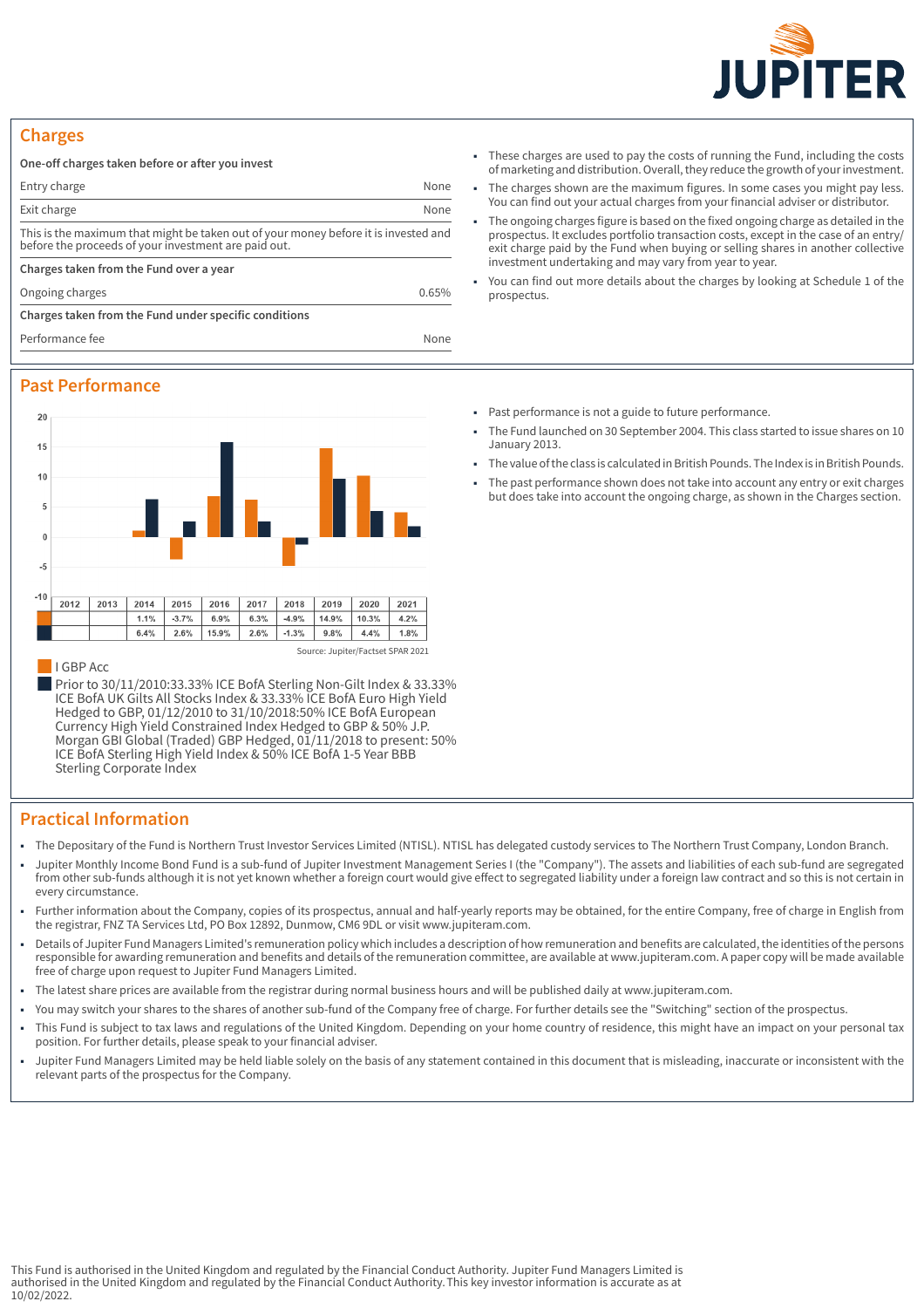## Charges

| One-off charges taken before or after you invest | |
|---|---|
| Entry charge | None |
| Exit charge | None |
| This is the maximum that might be taken out of your money before it is invested and before the proceeds of your investment are paid out. | |
| **Charges taken from the Fund over a year** | |
| Ongoing charges | 0.65% |
| **Charges taken from the Fund under specific conditions** | |
| Performance fee | None |

- These charges are used to pay the costs of running the Fund, including the costs of marketing and distribution. Overall, they reduce the growth of your investment.
- The charges shown are the maximum figures. In some cases you might pay less. You can find out your actual charges from your financial adviser or distributor.
- The ongoing charges figure is based on the fixed ongoing charge as detailed in the prospectus. It excludes portfolio transaction costs, except in the case of an entry/exit charge paid by the Fund when buying or selling shares in another collective investment undertaking and may vary from year to year.
- You can find out more details about the charges by looking at Schedule 1 of the prospectus.

## Past Performance

20
15
10
5
0
-5
-10

| | 2012 | 2013 | 2014 | 2015 | 2016 | 2017 | 2018 | 2019 | 2020 | 2021 |
|---|---|---|---|---|---|---|---|---|---|---|
| I GBP Acc | | | 1.1% | -3.7% | 6.9% | 6.3% | -4.9% | 14.9% | 10.3% | 4.2% |
| Index | | | 6.4% | 2.6% | 15.9% | 2.6% | -1.3% | 9.8% | 4.4% | 1.8% |

Source: Jupiter/Factset SPAR 2021

I GBP Acc

Prior to 30/11/2010:33.33% ICE BofA Sterling Non-Gilt Index & 33.33% ICE BofA UK Gilts All Stocks Index & 33.33% ICE BofA Euro High Yield Hedged to GBP, 01/12/2010 to 31/10/2018:50% ICE BofA European Currency High Yield Constrained Index Hedged to GBP & 50% J.P. Morgan GBI Global (Traded) GBP Hedged, 01/11/2018 to present: 50% ICE BofA Sterling High Yield Index & 50% ICE BofA 1-5 Year BBB Sterling Corporate Index

- Past performance is not a guide to future performance.
- The Fund launched on 30 September 2004. This class started to issue shares on 10 January 2013.
- The value of the class is calculated in British Pounds. The Index is in British Pounds.
- The past performance shown does not take into account any entry or exit charges but does take into account the ongoing charge, as shown in the Charges section.

## Practical Information

- The Depositary of the Fund is Northern Trust Investor Services Limited (NTISL). NTISL has delegated custody services to The Northern Trust Company, London Branch.
- Jupiter Monthly Income Bond Fund is a sub-fund of Jupiter Investment Management Series I (the "Company"). The assets and liabilities of each sub-fund are segregated from other sub-funds although it is not yet known whether a foreign court would give effect to segregated liability under a foreign law contract and so this is not certain in every circumstance.
- Further information about the Company, copies of its prospectus, annual and half-yearly reports may be obtained, for the entire Company, free of charge in English from the registrar, FNZ TA Services Ltd, PO Box 12892, Dunmow, CM6 9DL or visit www.jupiteram.com.
- Details of Jupiter Fund Managers Limited's remuneration policy which includes a description of how remuneration and benefits are calculated, the identities of the persons responsible for awarding remuneration and benefits and details of the remuneration committee, are available at www.jupiteram.com. A paper copy will be made available free of charge upon request to Jupiter Fund Managers Limited.
- The latest share prices are available from the registrar during normal business hours and will be published daily at www.jupiteram.com.
- You may switch your shares to the shares of another sub-fund of the Company free of charge. For further details see the "Switching" section of the prospectus.
- This Fund is subject to tax laws and regulations of the United Kingdom. Depending on your home country of residence, this might have an impact on your personal tax position. For further details, please speak to your financial adviser.
- Jupiter Fund Managers Limited may be held liable solely on the basis of any statement contained in this document that is misleading, inaccurate or inconsistent with the relevant parts of the prospectus for the Company.

This Fund is authorised in the United Kingdom and regulated by the Financial Conduct Authority. Jupiter Fund Managers Limited is authorised in the United Kingdom and regulated by the Financial Conduct Authority. This key investor information is accurate as at 10/02/2022.